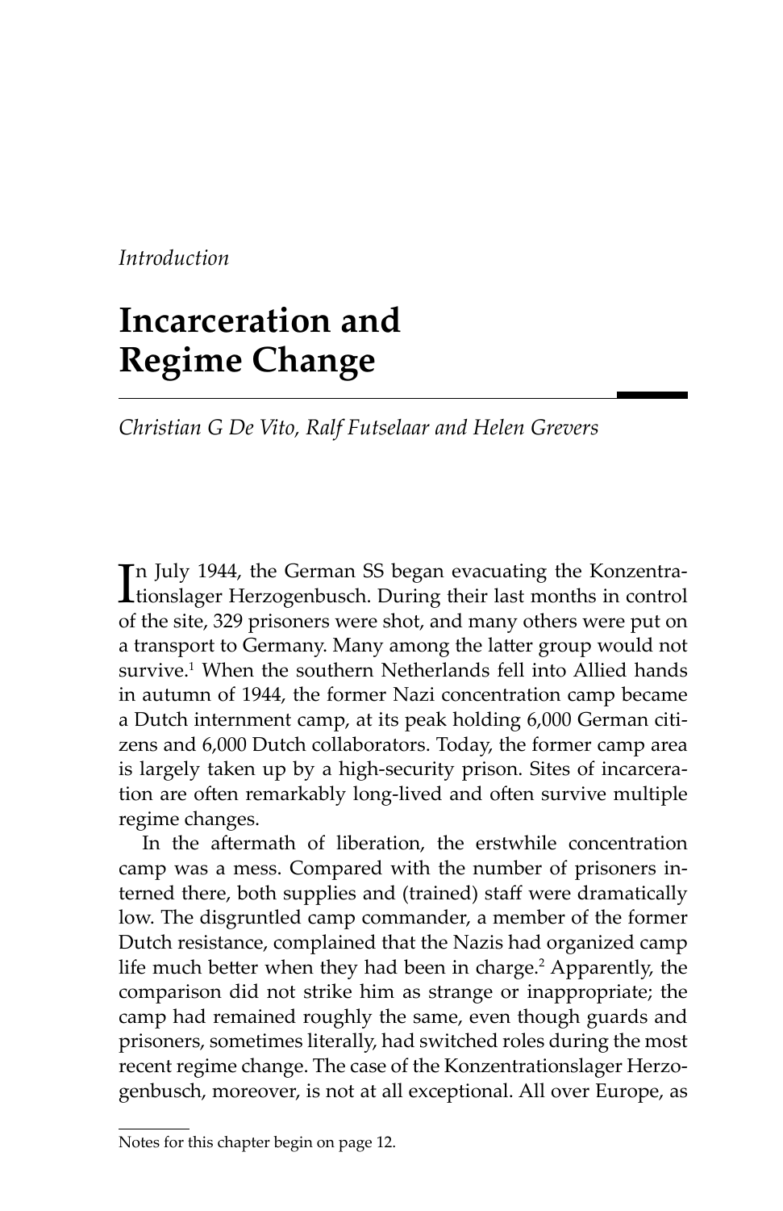*Introduction*

# Incarceration and Regime Change

*Christian G De Vito, Ralf Futselaar and Helen Grevers*

In July 1944, the German SS began evacuating the Konzentrationslager Herzogenbusch. During their last months in control of the site, 329 prisoners were shot, and many others were put on a transport to Germany. Many among the latter group would not survive.[1] When the southern Netherlands fell into Allied hands in autumn of 1944, the former Nazi concentration camp became a Dutch internment camp, at its peak holding 6,000 German citizens and 6,000 Dutch collaborators. Today, the former camp area is largely taken up by a high-security prison. Sites of incarceration are often remarkably long-lived and often survive multiple regime changes.

In the aftermath of liberation, the erstwhile concentration camp was a mess. Compared with the number of prisoners interned there, both supplies and (trained) staff were dramatically low. The disgruntled camp commander, a member of the former Dutch resistance, complained that the Nazis had organized camp life much better when they had been in charge.[2] Apparently, the comparison did not strike him as strange or inappropriate; the camp had remained roughly the same, even though guards and prisoners, sometimes literally, had switched roles during the most recent regime change. The case of the Konzentrationslager Herzogenbusch, moreover, is not at all exceptional. All over Europe, as

Notes for this chapter begin on page 12.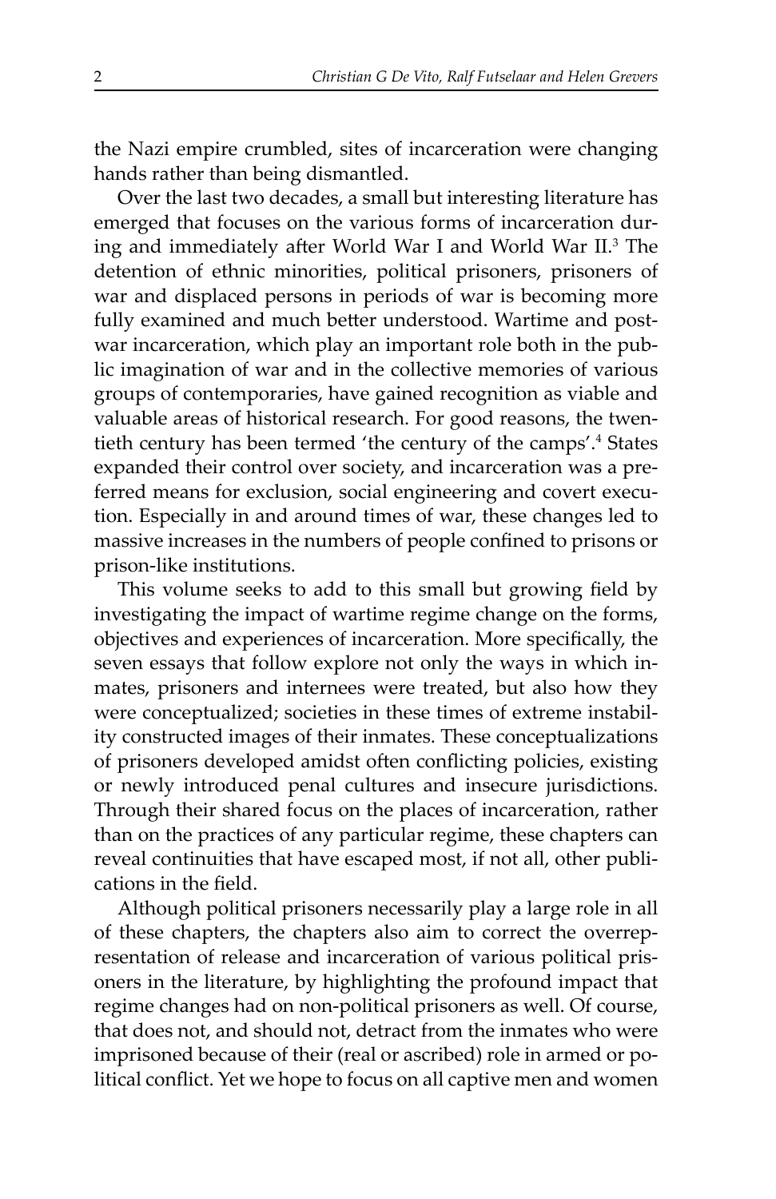the Nazi empire crumbled, sites of incarceration were changing hands rather than being dismantled.

Over the last two decades, a small but interesting literature has emerged that focuses on the various forms of incarceration during and immediately after World War I and World War II.[3] The detention of ethnic minorities, political prisoners, prisoners of war and displaced persons in periods of war is becoming more fully examined and much better understood. Wartime and postwar incarceration, which play an important role both in the public imagination of war and in the collective memories of various groups of contemporaries, have gained recognition as viable and valuable areas of historical research. For good reasons, the twentieth century has been termed 'the century of the camps'.[4] States expanded their control over society, and incarceration was a preferred means for exclusion, social engineering and covert execution. Especially in and around times of war, these changes led to massive increases in the numbers of people confined to prisons or prison-like institutions.

This volume seeks to add to this small but growing field by investigating the impact of wartime regime change on the forms, objectives and experiences of incarceration. More specifically, the seven essays that follow explore not only the ways in which inmates, prisoners and internees were treated, but also how they were conceptualized; societies in these times of extreme instability constructed images of their inmates. These conceptualizations of prisoners developed amidst often conflicting policies, existing or newly introduced penal cultures and insecure jurisdictions. Through their shared focus on the places of incarceration, rather than on the practices of any particular regime, these chapters can reveal continuities that have escaped most, if not all, other publications in the field.

Although political prisoners necessarily play a large role in all of these chapters, the chapters also aim to correct the overrepresentation of release and incarceration of various political prisoners in the literature, by highlighting the profound impact that regime changes had on non-political prisoners as well. Of course, that does not, and should not, detract from the inmates who were imprisoned because of their (real or ascribed) role in armed or political conflict. Yet we hope to focus on all captive men and women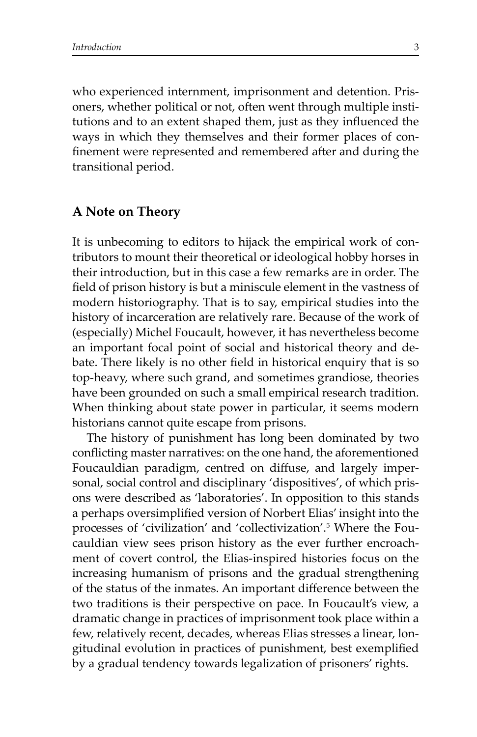who experienced internment, imprisonment and detention. Prisoners, whether political or not, often went through multiple institutions and to an extent shaped them, just as they influenced the ways in which they themselves and their former places of confinement were represented and remembered after and during the transitional period.

## A Note on Theory

It is unbecoming to editors to hijack the empirical work of contributors to mount their theoretical or ideological hobby horses in their introduction, but in this case a few remarks are in order. The field of prison history is but a miniscule element in the vastness of modern historiography. That is to say, empirical studies into the history of incarceration are relatively rare. Because of the work of (especially) Michel Foucault, however, it has nevertheless become an important focal point of social and historical theory and debate. There likely is no other field in historical enquiry that is so top-heavy, where such grand, and sometimes grandiose, theories have been grounded on such a small empirical research tradition. When thinking about state power in particular, it seems modern historians cannot quite escape from prisons.

The history of punishment has long been dominated by two conflicting master narratives: on the one hand, the aforementioned Foucauldian paradigm, centred on diffuse, and largely impersonal, social control and disciplinary 'dispositives', of which prisons were described as 'laboratories'. In opposition to this stands a perhaps oversimplified version of Norbert Elias' insight into the processes of 'civilization' and 'collectivization'.[5] Where the Foucauldian view sees prison history as the ever further encroachment of covert control, the Elias-inspired histories focus on the increasing humanism of prisons and the gradual strengthening of the status of the inmates. An important difference between the two traditions is their perspective on pace. In Foucault's view, a dramatic change in practices of imprisonment took place within a few, relatively recent, decades, whereas Elias stresses a linear, longitudinal evolution in practices of punishment, best exemplified by a gradual tendency towards legalization of prisoners' rights.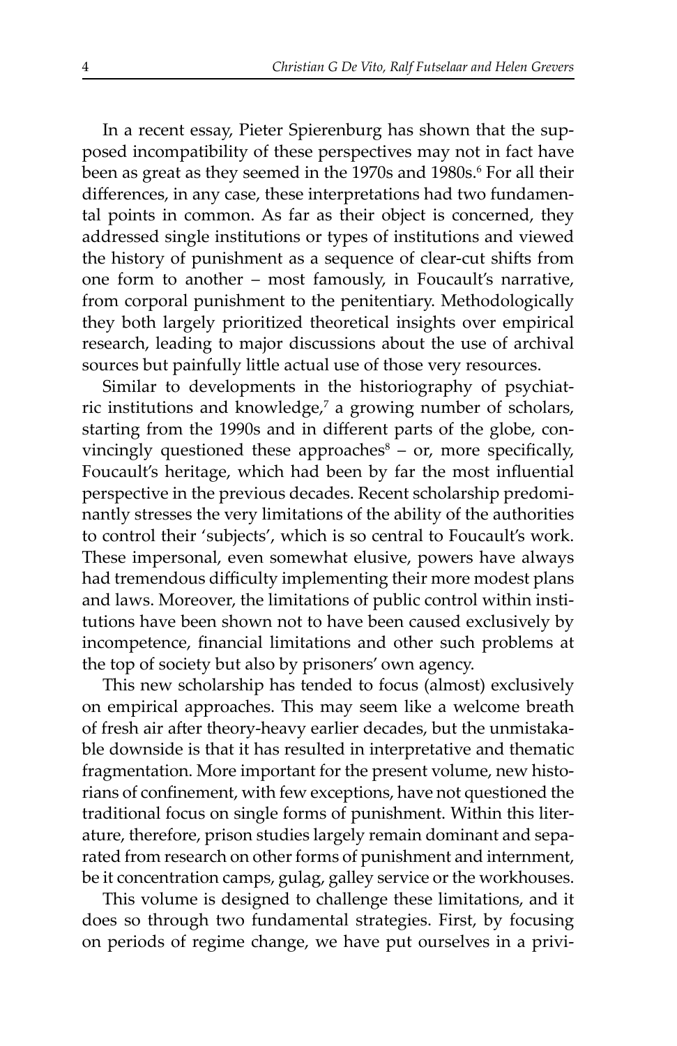In a recent essay, Pieter Spierenburg has shown that the supposed incompatibility of these perspectives may not in fact have been as great as they seemed in the 1970s and 1980s.[6] For all their differences, in any case, these interpretations had two fundamental points in common. As far as their object is concerned, they addressed single institutions or types of institutions and viewed the history of punishment as a sequence of clear-cut shifts from one form to another – most famously, in Foucault's narrative, from corporal punishment to the penitentiary. Methodologically they both largely prioritized theoretical insights over empirical research, leading to major discussions about the use of archival sources but painfully little actual use of those very resources.

Similar to developments in the historiography of psychiatric institutions and knowledge,[7] a growing number of scholars, starting from the 1990s and in different parts of the globe, convincingly questioned these approaches[8] – or, more specifically, Foucault's heritage, which had been by far the most influential perspective in the previous decades. Recent scholarship predominantly stresses the very limitations of the ability of the authorities to control their 'subjects', which is so central to Foucault's work. These impersonal, even somewhat elusive, powers have always had tremendous difficulty implementing their more modest plans and laws. Moreover, the limitations of public control within institutions have been shown not to have been caused exclusively by incompetence, financial limitations and other such problems at the top of society but also by prisoners' own agency.

This new scholarship has tended to focus (almost) exclusively on empirical approaches. This may seem like a welcome breath of fresh air after theory-heavy earlier decades, but the unmistakable downside is that it has resulted in interpretative and thematic fragmentation. More important for the present volume, new historians of confinement, with few exceptions, have not questioned the traditional focus on single forms of punishment. Within this literature, therefore, prison studies largely remain dominant and separated from research on other forms of punishment and internment, be it concentration camps, gulag, galley service or the workhouses.

This volume is designed to challenge these limitations, and it does so through two fundamental strategies. First, by focusing on periods of regime change, we have put ourselves in a privi-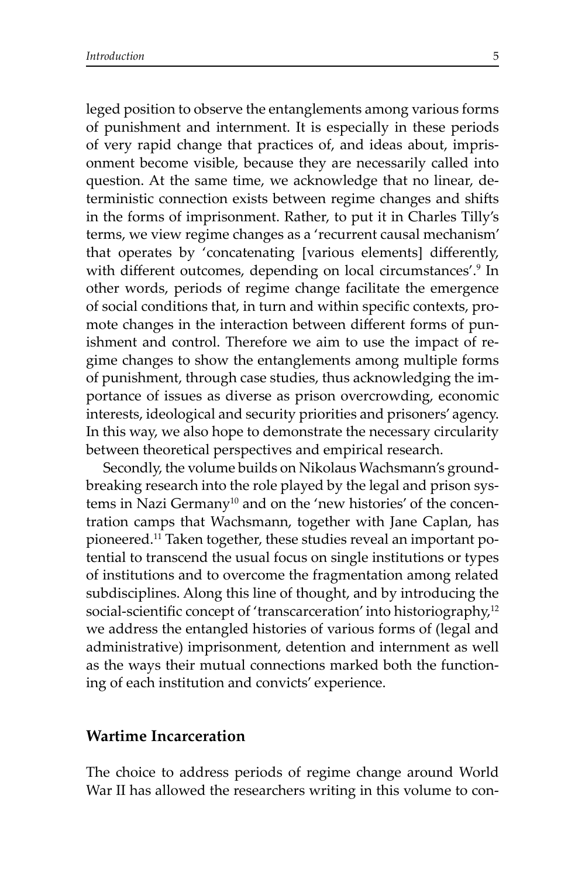leged position to observe the entanglements among various forms of punishment and internment. It is especially in these periods of very rapid change that practices of, and ideas about, imprisonment become visible, because they are necessarily called into question. At the same time, we acknowledge that no linear, deterministic connection exists between regime changes and shifts in the forms of imprisonment. Rather, to put it in Charles Tilly's terms, we view regime changes as a 'recurrent causal mechanism' that operates by 'concatenating [various elements] differently, with different outcomes, depending on local circumstances'.[9] In other words, periods of regime change facilitate the emergence of social conditions that, in turn and within specific contexts, promote changes in the interaction between different forms of punishment and control. Therefore we aim to use the impact of regime changes to show the entanglements among multiple forms of punishment, through case studies, thus acknowledging the importance of issues as diverse as prison overcrowding, economic interests, ideological and security priorities and prisoners' agency. In this way, we also hope to demonstrate the necessary circularity between theoretical perspectives and empirical research.

Secondly, the volume builds on Nikolaus Wachsmann's groundbreaking research into the role played by the legal and prison systems in Nazi Germany[10] and on the 'new histories' of the concentration camps that Wachsmann, together with Jane Caplan, has pioneered.[11] Taken together, these studies reveal an important potential to transcend the usual focus on single institutions or types of institutions and to overcome the fragmentation among related subdisciplines. Along this line of thought, and by introducing the social-scientific concept of 'transcarceration' into historiography,[12] we address the entangled histories of various forms of (legal and administrative) imprisonment, detention and internment as well as the ways their mutual connections marked both the functioning of each institution and convicts' experience.

## Wartime Incarceration

The choice to address periods of regime change around World War II has allowed the researchers writing in this volume to con-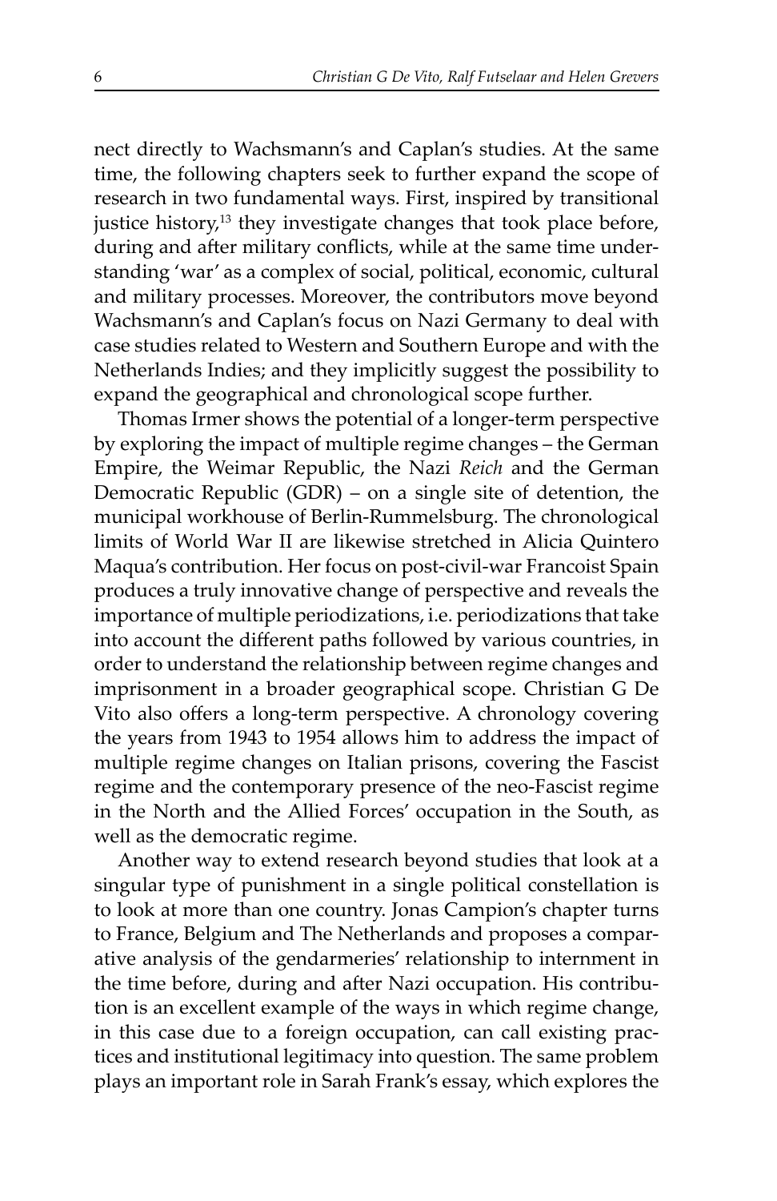nect directly to Wachsmann's and Caplan's studies. At the same time, the following chapters seek to further expand the scope of research in two fundamental ways. First, inspired by transitional justice history,[13] they investigate changes that took place before, during and after military conflicts, while at the same time understanding 'war' as a complex of social, political, economic, cultural and military processes. Moreover, the contributors move beyond Wachsmann's and Caplan's focus on Nazi Germany to deal with case studies related to Western and Southern Europe and with the Netherlands Indies; and they implicitly suggest the possibility to expand the geographical and chronological scope further.

Thomas Irmer shows the potential of a longer-term perspective by exploring the impact of multiple regime changes – the German Empire, the Weimar Republic, the Nazi *Reich* and the German Democratic Republic (GDR) – on a single site of detention, the municipal workhouse of Berlin-Rummelsburg. The chronological limits of World War II are likewise stretched in Alicia Quintero Maqua's contribution. Her focus on post-civil-war Francoist Spain produces a truly innovative change of perspective and reveals the importance of multiple periodizations, i.e. periodizations that take into account the different paths followed by various countries, in order to understand the relationship between regime changes and imprisonment in a broader geographical scope. Christian G De Vito also offers a long-term perspective. A chronology covering the years from 1943 to 1954 allows him to address the impact of multiple regime changes on Italian prisons, covering the Fascist regime and the contemporary presence of the neo-Fascist regime in the North and the Allied Forces' occupation in the South, as well as the democratic regime.

Another way to extend research beyond studies that look at a singular type of punishment in a single political constellation is to look at more than one country. Jonas Campion's chapter turns to France, Belgium and The Netherlands and proposes a comparative analysis of the gendarmeries' relationship to internment in the time before, during and after Nazi occupation. His contribution is an excellent example of the ways in which regime change, in this case due to a foreign occupation, can call existing practices and institutional legitimacy into question. The same problem plays an important role in Sarah Frank's essay, which explores the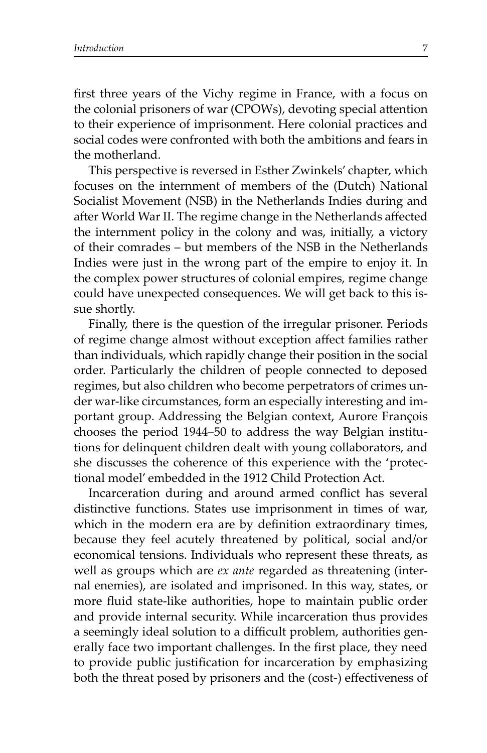first three years of the Vichy regime in France, with a focus on the colonial prisoners of war (CPOWs), devoting special attention to their experience of imprisonment. Here colonial practices and social codes were confronted with both the ambitions and fears in the motherland.

This perspective is reversed in Esther Zwinkels' chapter, which focuses on the internment of members of the (Dutch) National Socialist Movement (NSB) in the Netherlands Indies during and after World War II. The regime change in the Netherlands affected the internment policy in the colony and was, initially, a victory of their comrades – but members of the NSB in the Netherlands Indies were just in the wrong part of the empire to enjoy it. In the complex power structures of colonial empires, regime change could have unexpected consequences. We will get back to this issue shortly.

Finally, there is the question of the irregular prisoner. Periods of regime change almost without exception affect families rather than individuals, which rapidly change their position in the social order. Particularly the children of people connected to deposed regimes, but also children who become perpetrators of crimes under war-like circumstances, form an especially interesting and important group. Addressing the Belgian context, Aurore François chooses the period 1944–50 to address the way Belgian institutions for delinquent children dealt with young collaborators, and she discusses the coherence of this experience with the 'protectional model' embedded in the 1912 Child Protection Act.

Incarceration during and around armed conflict has several distinctive functions. States use imprisonment in times of war, which in the modern era are by definition extraordinary times, because they feel acutely threatened by political, social and/or economical tensions. Individuals who represent these threats, as well as groups which are *ex ante* regarded as threatening (internal enemies), are isolated and imprisoned. In this way, states, or more fluid state-like authorities, hope to maintain public order and provide internal security. While incarceration thus provides a seemingly ideal solution to a difficult problem, authorities generally face two important challenges. In the first place, they need to provide public justification for incarceration by emphasizing both the threat posed by prisoners and the (cost-) effectiveness of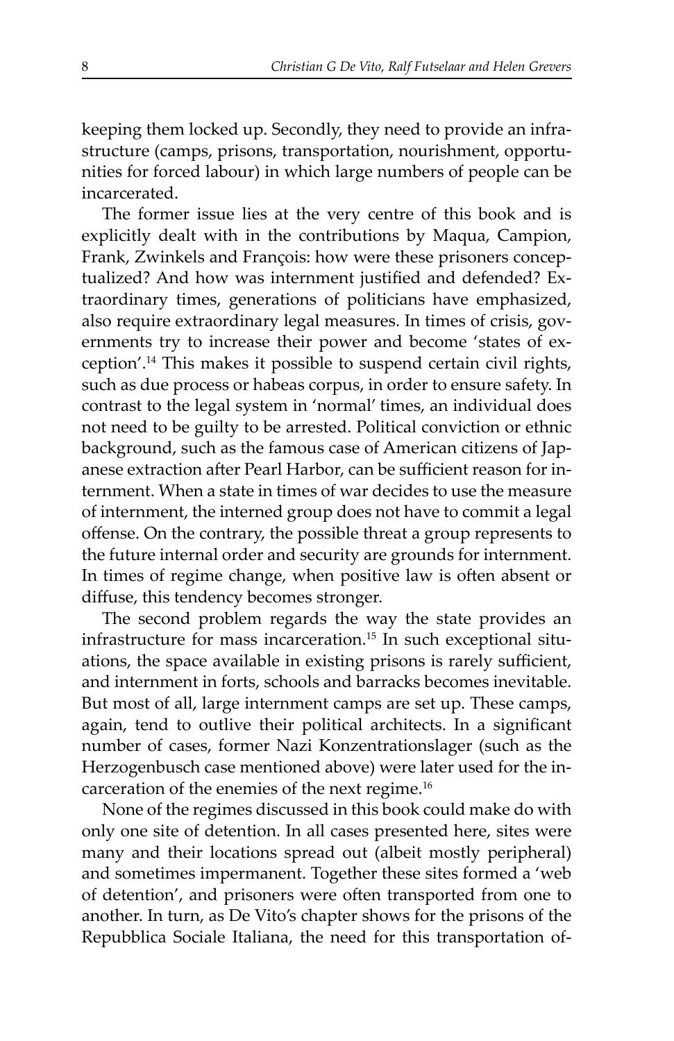keeping them locked up. Secondly, they need to provide an infrastructure (camps, prisons, transportation, nourishment, opportunities for forced labour) in which large numbers of people can be incarcerated.

The former issue lies at the very centre of this book and is explicitly dealt with in the contributions by Maqua, Campion, Frank, Zwinkels and François: how were these prisoners conceptualized? And how was internment justified and defended? Extraordinary times, generations of politicians have emphasized, also require extraordinary legal measures. In times of crisis, governments try to increase their power and become 'states of exception'.[14] This makes it possible to suspend certain civil rights, such as due process or habeas corpus, in order to ensure safety. In contrast to the legal system in 'normal' times, an individual does not need to be guilty to be arrested. Political conviction or ethnic background, such as the famous case of American citizens of Japanese extraction after Pearl Harbor, can be sufficient reason for internment. When a state in times of war decides to use the measure of internment, the interned group does not have to commit a legal offense. On the contrary, the possible threat a group represents to the future internal order and security are grounds for internment. In times of regime change, when positive law is often absent or diffuse, this tendency becomes stronger.

The second problem regards the way the state provides an infrastructure for mass incarceration.[15] In such exceptional situations, the space available in existing prisons is rarely sufficient, and internment in forts, schools and barracks becomes inevitable. But most of all, large internment camps are set up. These camps, again, tend to outlive their political architects. In a significant number of cases, former Nazi Konzentrationslager (such as the Herzogenbusch case mentioned above) were later used for the incarceration of the enemies of the next regime.[16]

None of the regimes discussed in this book could make do with only one site of detention. In all cases presented here, sites were many and their locations spread out (albeit mostly peripheral) and sometimes impermanent. Together these sites formed a 'web of detention', and prisoners were often transported from one to another. In turn, as De Vito's chapter shows for the prisons of the Repubblica Sociale Italiana, the need for this transportation of-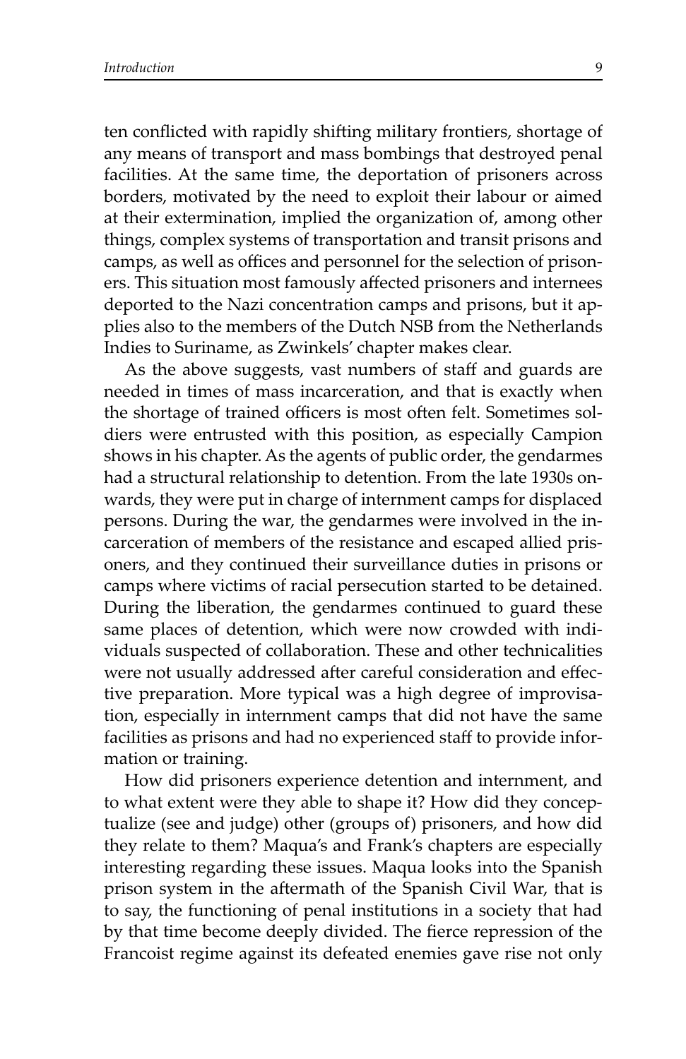ten conflicted with rapidly shifting military frontiers, shortage of any means of transport and mass bombings that destroyed penal facilities. At the same time, the deportation of prisoners across borders, motivated by the need to exploit their labour or aimed at their extermination, implied the organization of, among other things, complex systems of transportation and transit prisons and camps, as well as offices and personnel for the selection of prisoners. This situation most famously affected prisoners and internees deported to the Nazi concentration camps and prisons, but it applies also to the members of the Dutch NSB from the Netherlands Indies to Suriname, as Zwinkels' chapter makes clear.

As the above suggests, vast numbers of staff and guards are needed in times of mass incarceration, and that is exactly when the shortage of trained officers is most often felt. Sometimes soldiers were entrusted with this position, as especially Campion shows in his chapter. As the agents of public order, the gendarmes had a structural relationship to detention. From the late 1930s onwards, they were put in charge of internment camps for displaced persons. During the war, the gendarmes were involved in the incarceration of members of the resistance and escaped allied prisoners, and they continued their surveillance duties in prisons or camps where victims of racial persecution started to be detained. During the liberation, the gendarmes continued to guard these same places of detention, which were now crowded with individuals suspected of collaboration. These and other technicalities were not usually addressed after careful consideration and effective preparation. More typical was a high degree of improvisation, especially in internment camps that did not have the same facilities as prisons and had no experienced staff to provide information or training.

How did prisoners experience detention and internment, and to what extent were they able to shape it? How did they conceptualize (see and judge) other (groups of) prisoners, and how did they relate to them? Maqua's and Frank's chapters are especially interesting regarding these issues. Maqua looks into the Spanish prison system in the aftermath of the Spanish Civil War, that is to say, the functioning of penal institutions in a society that had by that time become deeply divided. The fierce repression of the Francoist regime against its defeated enemies gave rise not only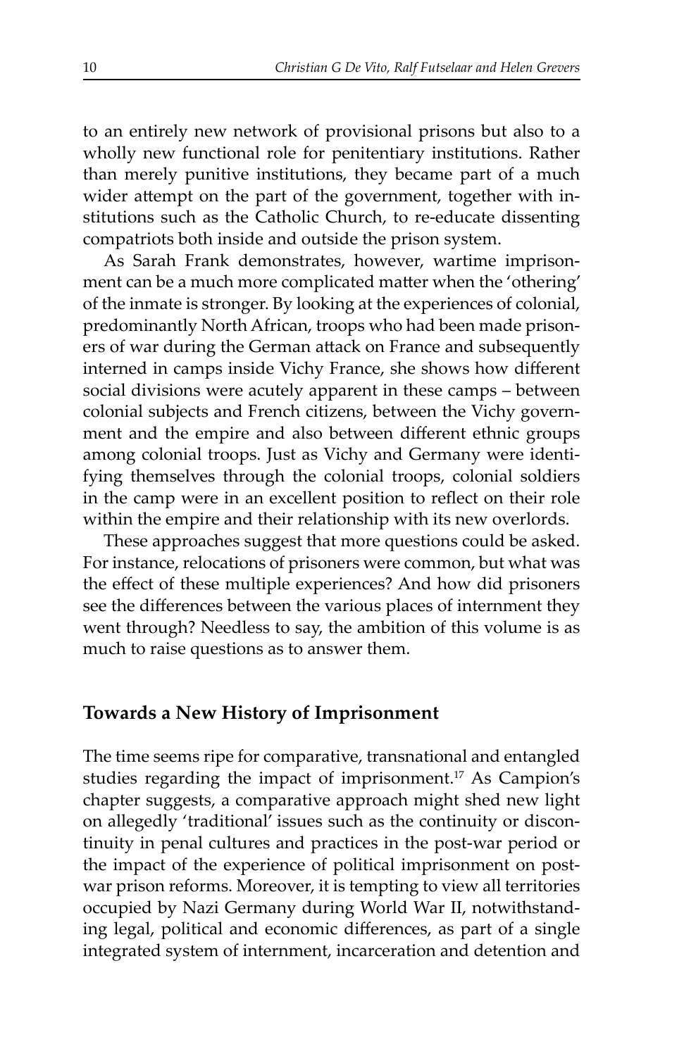to an entirely new network of provisional prisons but also to a wholly new functional role for penitentiary institutions. Rather than merely punitive institutions, they became part of a much wider attempt on the part of the government, together with institutions such as the Catholic Church, to re-educate dissenting compatriots both inside and outside the prison system.

As Sarah Frank demonstrates, however, wartime imprisonment can be a much more complicated matter when the 'othering' of the inmate is stronger. By looking at the experiences of colonial, predominantly North African, troops who had been made prisoners of war during the German attack on France and subsequently interned in camps inside Vichy France, she shows how different social divisions were acutely apparent in these camps – between colonial subjects and French citizens, between the Vichy government and the empire and also between different ethnic groups among colonial troops. Just as Vichy and Germany were identifying themselves through the colonial troops, colonial soldiers in the camp were in an excellent position to reflect on their role within the empire and their relationship with its new overlords.

These approaches suggest that more questions could be asked. For instance, relocations of prisoners were common, but what was the effect of these multiple experiences? And how did prisoners see the differences between the various places of internment they went through? Needless to say, the ambition of this volume is as much to raise questions as to answer them.

## Towards a New History of Imprisonment

The time seems ripe for comparative, transnational and entangled studies regarding the impact of imprisonment.[17] As Campion's chapter suggests, a comparative approach might shed new light on allegedly 'traditional' issues such as the continuity or discontinuity in penal cultures and practices in the post-war period or the impact of the experience of political imprisonment on post-war prison reforms. Moreover, it is tempting to view all territories occupied by Nazi Germany during World War II, notwithstanding legal, political and economic differences, as part of a single integrated system of internment, incarceration and detention and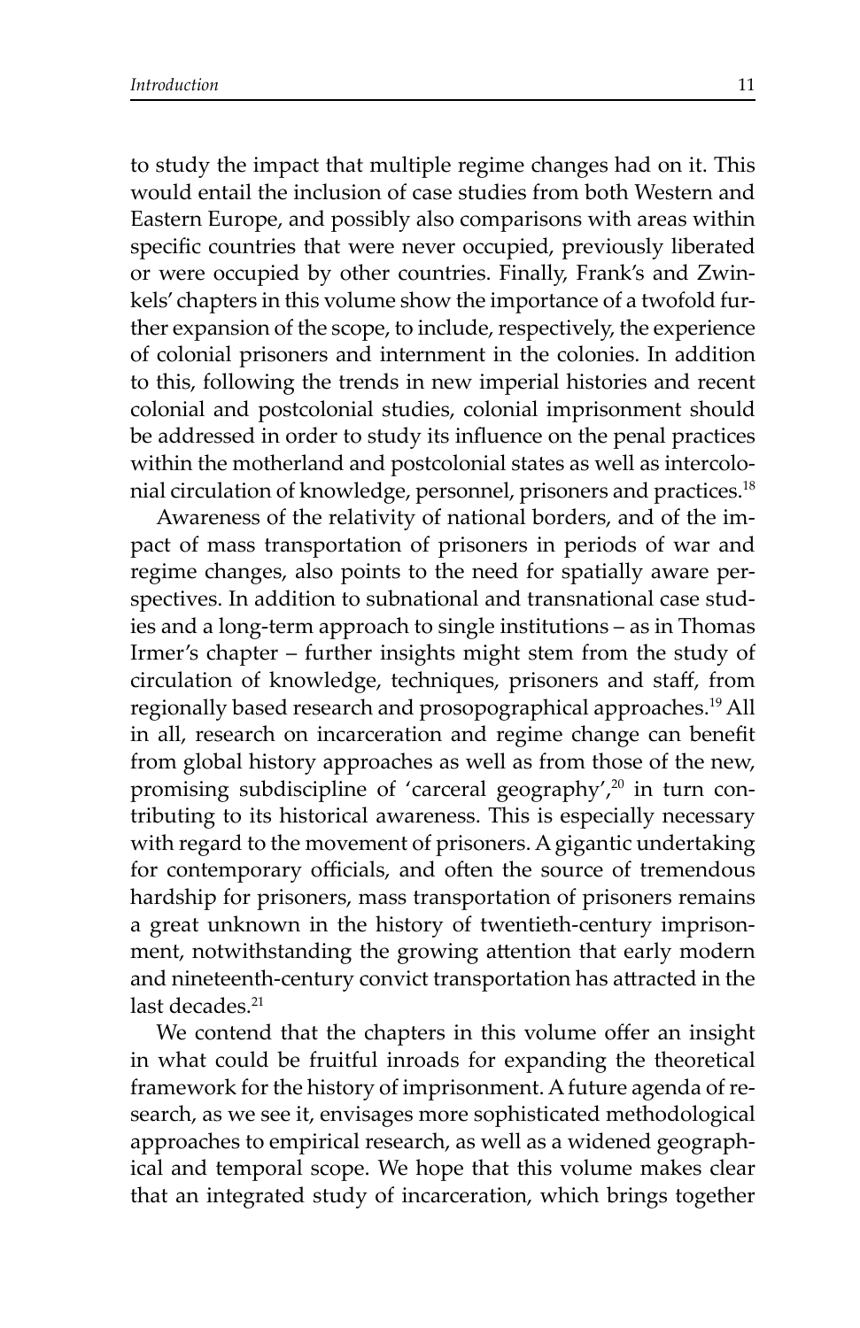to study the impact that multiple regime changes had on it. This would entail the inclusion of case studies from both Western and Eastern Europe, and possibly also comparisons with areas within specific countries that were never occupied, previously liberated or were occupied by other countries. Finally, Frank's and Zwinkels' chapters in this volume show the importance of a twofold further expansion of the scope, to include, respectively, the experience of colonial prisoners and internment in the colonies. In addition to this, following the trends in new imperial histories and recent colonial and postcolonial studies, colonial imprisonment should be addressed in order to study its influence on the penal practices within the motherland and postcolonial states as well as intercolonial circulation of knowledge, personnel, prisoners and practices.[18]

Awareness of the relativity of national borders, and of the impact of mass transportation of prisoners in periods of war and regime changes, also points to the need for spatially aware perspectives. In addition to subnational and transnational case studies and a long-term approach to single institutions – as in Thomas Irmer's chapter – further insights might stem from the study of circulation of knowledge, techniques, prisoners and staff, from regionally based research and prosopographical approaches.[19] All in all, research on incarceration and regime change can benefit from global history approaches as well as from those of the new, promising subdiscipline of 'carceral geography',[20] in turn contributing to its historical awareness. This is especially necessary with regard to the movement of prisoners. A gigantic undertaking for contemporary officials, and often the source of tremendous hardship for prisoners, mass transportation of prisoners remains a great unknown in the history of twentieth-century imprisonment, notwithstanding the growing attention that early modern and nineteenth-century convict transportation has attracted in the last decades.[21]

We contend that the chapters in this volume offer an insight in what could be fruitful inroads for expanding the theoretical framework for the history of imprisonment. A future agenda of research, as we see it, envisages more sophisticated methodological approaches to empirical research, as well as a widened geographical and temporal scope. We hope that this volume makes clear that an integrated study of incarceration, which brings together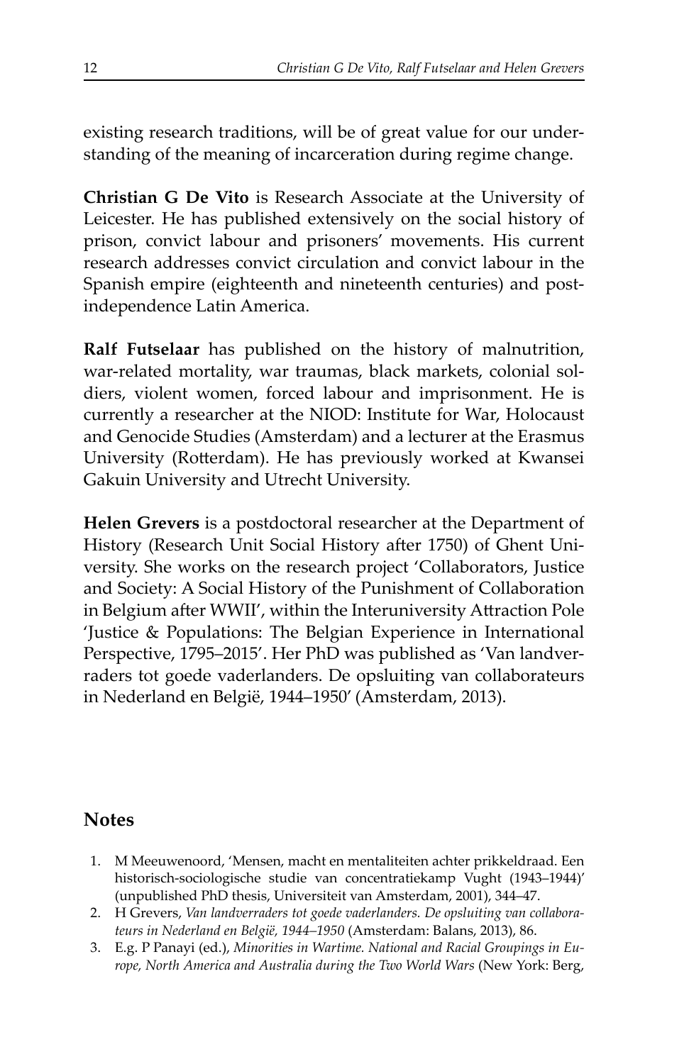existing research traditions, will be of great value for our understanding of the meaning of incarceration during regime change.

**Christian G De Vito** is Research Associate at the University of Leicester. He has published extensively on the social history of prison, convict labour and prisoners' movements. His current research addresses convict circulation and convict labour in the Spanish empire (eighteenth and nineteenth centuries) and post-independence Latin America.

**Ralf Futselaar** has published on the history of malnutrition, war-related mortality, war traumas, black markets, colonial soldiers, violent women, forced labour and imprisonment. He is currently a researcher at the NIOD: Institute for War, Holocaust and Genocide Studies (Amsterdam) and a lecturer at the Erasmus University (Rotterdam). He has previously worked at Kwansei Gakuin University and Utrecht University.

**Helen Grevers** is a postdoctoral researcher at the Department of History (Research Unit Social History after 1750) of Ghent University. She works on the research project 'Collaborators, Justice and Society: A Social History of the Punishment of Collaboration in Belgium after WWII', within the Interuniversity Attraction Pole 'Justice & Populations: The Belgian Experience in International Perspective, 1795–2015'. Her PhD was published as 'Van landverraders tot goede vaderlanders. De opsluiting van collaborateurs in Nederland en België, 1944–1950' (Amsterdam, 2013).

## Notes

1. M Meeuwenoord, 'Mensen, macht en mentaliteiten achter prikkeldraad. Een historisch-sociologische studie van concentratiekamp Vught (1943–1944)' (unpublished PhD thesis, Universiteit van Amsterdam, 2001), 344–47.
2. H Grevers, *Van landverraders tot goede vaderlanders. De opsluiting van collaborateurs in Nederland en België, 1944–1950* (Amsterdam: Balans, 2013), 86.
3. E.g. P Panayi (ed.), *Minorities in Wartime. National and Racial Groupings in Europe, North America and Australia during the Two World Wars* (New York: Berg,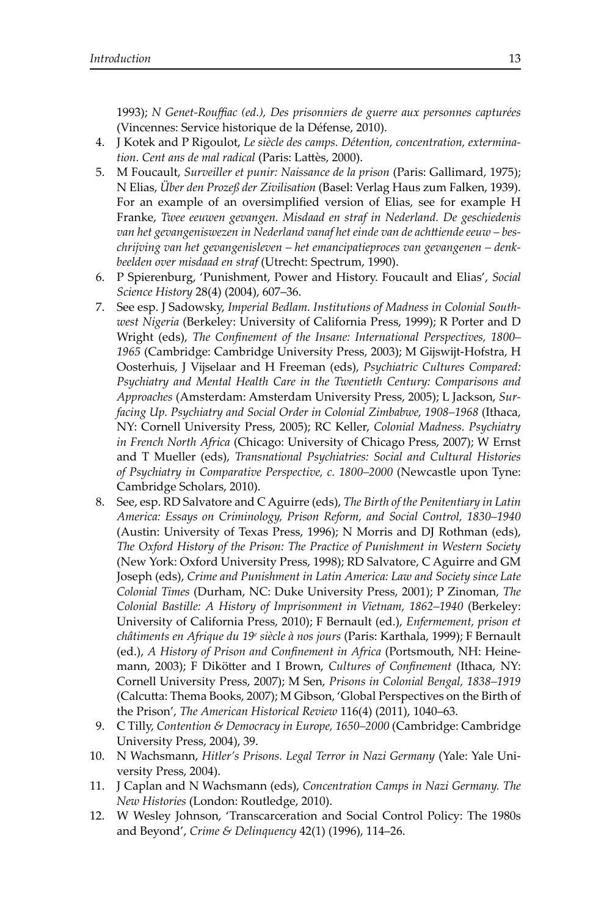1993); *N Genet-Rouffiac (ed.), Des prisonniers de guerre aux personnes capturées* (Vincennes: Service historique de la Défense, 2010).

4. J Kotek and P Rigoulot, *Le siècle des camps. Détention, concentration, extermination. Cent ans de mal radical* (Paris: Lattès, 2000).
5. M Foucault, *Surveiller et punir: Naissance de la prison* (Paris: Gallimard, 1975); N Elias, *Über den Prozeß der Zivilisation* (Basel: Verlag Haus zum Falken, 1939). For an example of an oversimplified version of Elias, see for example H Franke, *Twee eeuwen gevangen. Misdaad en straf in Nederland. De geschiedenis van het gevangeniswezen in Nederland vanaf het einde van de achttiende eeuw – beschrijving van het gevangenisleven – het emancipatieproces van gevangenen – denkbeelden over misdaad en straf* (Utrecht: Spectrum, 1990).
6. P Spierenburg, 'Punishment, Power and History. Foucault and Elias', *Social Science History* 28(4) (2004), 607–36.
7. See esp. J Sadowsky, *Imperial Bedlam. Institutions of Madness in Colonial Southwest Nigeria* (Berkeley: University of California Press, 1999); R Porter and D Wright (eds), *The Confinement of the Insane: International Perspectives, 1800–1965* (Cambridge: Cambridge University Press, 2003); M Gijswijt-Hofstra, H Oosterhuis, J Vijselaar and H Freeman (eds), *Psychiatric Cultures Compared: Psychiatry and Mental Health Care in the Twentieth Century: Comparisons and Approaches* (Amsterdam: Amsterdam University Press, 2005); L Jackson, *Surfacing Up. Psychiatry and Social Order in Colonial Zimbabwe, 1908–1968* (Ithaca, NY: Cornell University Press, 2005); RC Keller, *Colonial Madness. Psychiatry in French North Africa* (Chicago: University of Chicago Press, 2007); W Ernst and T Mueller (eds), *Transnational Psychiatries: Social and Cultural Histories of Psychiatry in Comparative Perspective, c. 1800–2000* (Newcastle upon Tyne: Cambridge Scholars, 2010).
8. See, esp. RD Salvatore and C Aguirre (eds), *The Birth of the Penitentiary in Latin America: Essays on Criminology, Prison Reform, and Social Control, 1830–1940* (Austin: University of Texas Press, 1996); N Morris and DJ Rothman (eds), *The Oxford History of the Prison: The Practice of Punishment in Western Society* (New York: Oxford University Press, 1998); RD Salvatore, C Aguirre and GM Joseph (eds), *Crime and Punishment in Latin America: Law and Society since Late Colonial Times* (Durham, NC: Duke University Press, 2001); P Zinoman, *The Colonial Bastille: A History of Imprisonment in Vietnam, 1862–1940* (Berkeley: University of California Press, 2010); F Bernault (ed.), *Enfermement, prison et châtiments en Afrique du 19e siècle à nos jours* (Paris: Karthala, 1999); F Bernault (ed.), *A History of Prison and Confinement in Africa* (Portsmouth, NH: Heinemann, 2003); F Dikötter and I Brown, *Cultures of Confinement* (Ithaca, NY: Cornell University Press, 2007); M Sen, *Prisons in Colonial Bengal, 1838–1919* (Calcutta: Thema Books, 2007); M Gibson, 'Global Perspectives on the Birth of the Prison', *The American Historical Review* 116(4) (2011), 1040–63.
9. C Tilly, *Contention & Democracy in Europe, 1650–2000* (Cambridge: Cambridge University Press, 2004), 39.
10. N Wachsmann, *Hitler's Prisons. Legal Terror in Nazi Germany* (Yale: Yale University Press, 2004).
11. J Caplan and N Wachsmann (eds), *Concentration Camps in Nazi Germany. The New Histories* (London: Routledge, 2010).
12. W Wesley Johnson, 'Transcarceration and Social Control Policy: The 1980s and Beyond', *Crime & Delinquency* 42(1) (1996), 114–26.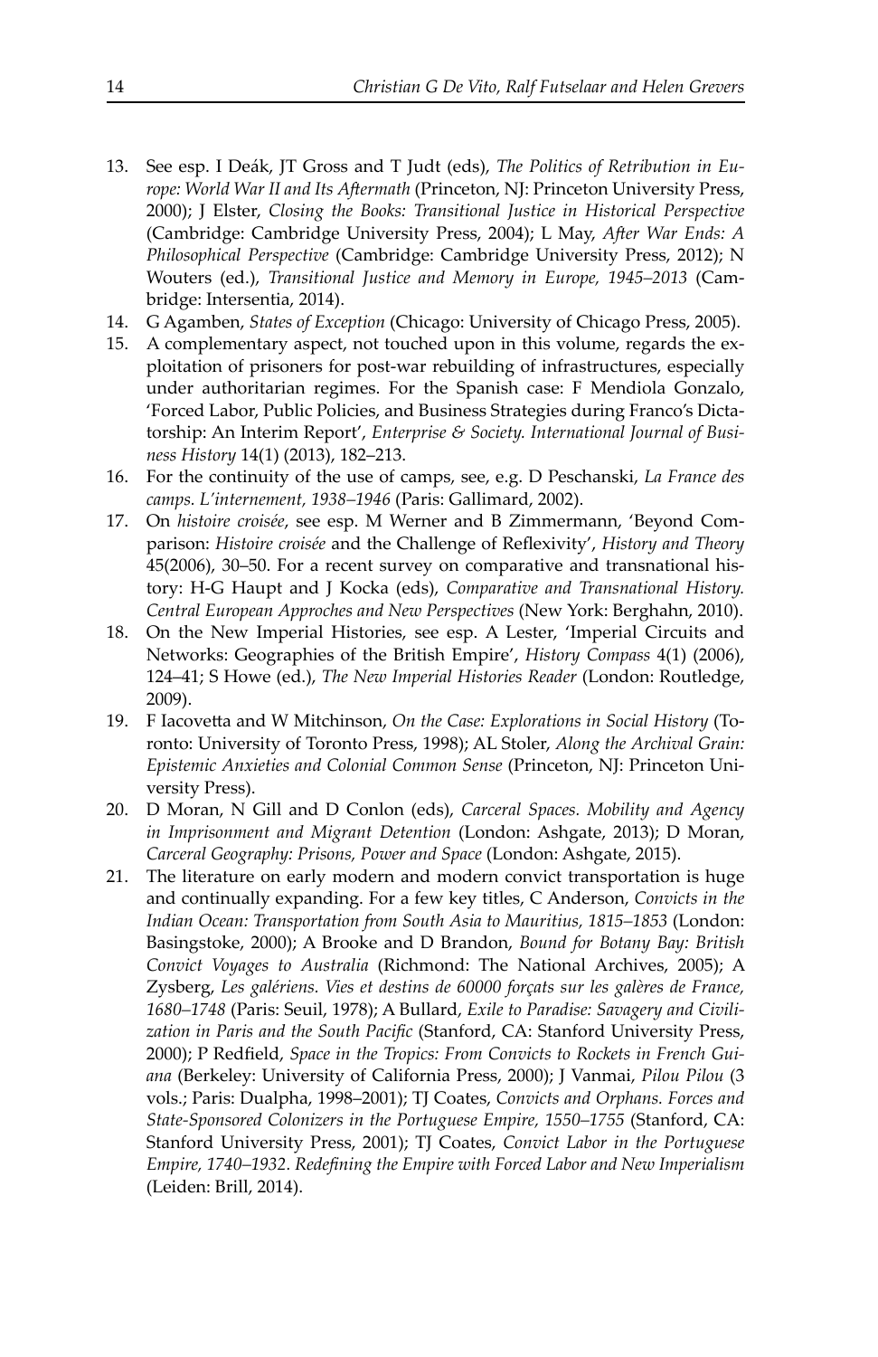13. See esp. I Deák, JT Gross and T Judt (eds), *The Politics of Retribution in Europe: World War II and Its Aftermath* (Princeton, NJ: Princeton University Press, 2000); J Elster, *Closing the Books: Transitional Justice in Historical Perspective* (Cambridge: Cambridge University Press, 2004); L May, *After War Ends: A Philosophical Perspective* (Cambridge: Cambridge University Press, 2012); N Wouters (ed.), *Transitional Justice and Memory in Europe, 1945–2013* (Cambridge: Intersentia, 2014).
14. G Agamben, *States of Exception* (Chicago: University of Chicago Press, 2005).
15. A complementary aspect, not touched upon in this volume, regards the exploitation of prisoners for post-war rebuilding of infrastructures, especially under authoritarian regimes. For the Spanish case: F Mendiola Gonzalo, 'Forced Labor, Public Policies, and Business Strategies during Franco's Dictatorship: An Interim Report', *Enterprise & Society. International Journal of Business History* 14(1) (2013), 182–213.
16. For the continuity of the use of camps, see, e.g. D Peschanski, *La France des camps. L'internement, 1938–1946* (Paris: Gallimard, 2002).
17. On *histoire croisée*, see esp. M Werner and B Zimmermann, 'Beyond Comparison: *Histoire croisée* and the Challenge of Reflexivity', *History and Theory* 45(2006), 30–50. For a recent survey on comparative and transnational history: H-G Haupt and J Kocka (eds), *Comparative and Transnational History. Central European Approches and New Perspectives* (New York: Berghahn, 2010).
18. On the New Imperial Histories, see esp. A Lester, 'Imperial Circuits and Networks: Geographies of the British Empire', *History Compass* 4(1) (2006), 124–41; S Howe (ed.), *The New Imperial Histories Reader* (London: Routledge, 2009).
19. F Iacovetta and W Mitchinson, *On the Case: Explorations in Social History* (Toronto: University of Toronto Press, 1998); AL Stoler, *Along the Archival Grain: Epistemic Anxieties and Colonial Common Sense* (Princeton, NJ: Princeton University Press).
20. D Moran, N Gill and D Conlon (eds), *Carceral Spaces. Mobility and Agency in Imprisonment and Migrant Detention* (London: Ashgate, 2013); D Moran, *Carceral Geography: Prisons, Power and Space* (London: Ashgate, 2015).
21. The literature on early modern and modern convict transportation is huge and continually expanding. For a few key titles, C Anderson, *Convicts in the Indian Ocean: Transportation from South Asia to Mauritius, 1815–1853* (London: Basingstoke, 2000); A Brooke and D Brandon, *Bound for Botany Bay: British Convict Voyages to Australia* (Richmond: The National Archives, 2005); A Zysberg, *Les galériens. Vies et destins de 60000 forçats sur les galères de France, 1680–1748* (Paris: Seuil, 1978); A Bullard, *Exile to Paradise: Savagery and Civilization in Paris and the South Pacific* (Stanford, CA: Stanford University Press, 2000); P Redfield, *Space in the Tropics: From Convicts to Rockets in French Guiana* (Berkeley: University of California Press, 2000); J Vanmai, *Pilou Pilou* (3 vols.; Paris: Dualpha, 1998–2001); TJ Coates, *Convicts and Orphans. Forces and State-Sponsored Colonizers in the Portuguese Empire, 1550–1755* (Stanford, CA: Stanford University Press, 2001); TJ Coates, *Convict Labor in the Portuguese Empire, 1740–1932. Redefining the Empire with Forced Labor and New Imperialism* (Leiden: Brill, 2014).